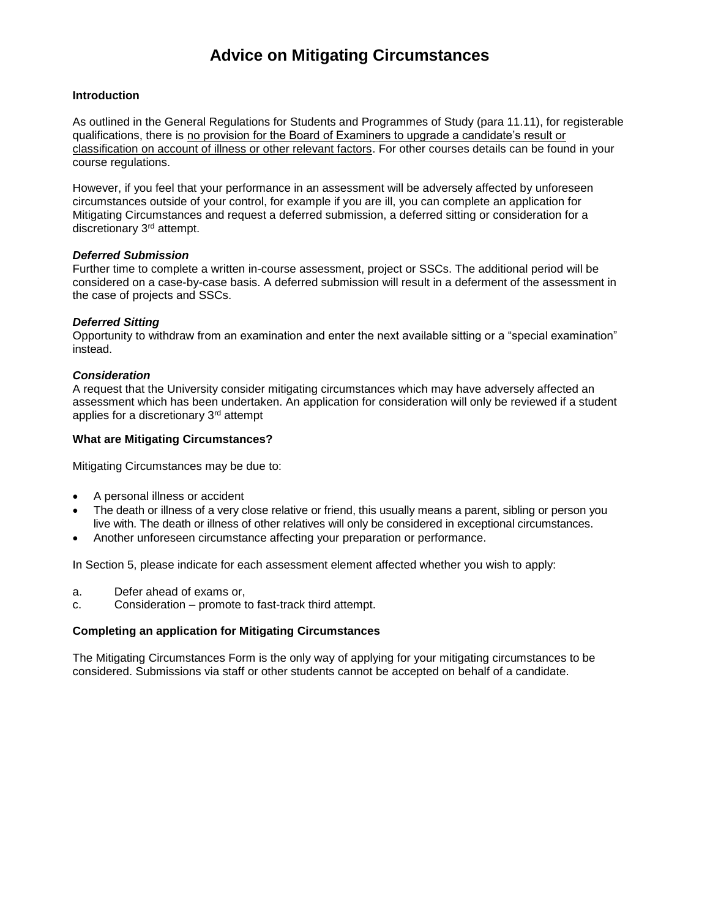# Advice on Mitigating Circumstances

**Introduction**

As outlined in the General Regulations for Students and Programmes of Study (para 11.11), for registerable qualifications, there is <u>no provision for the Board of Examiners to upgrade a candidate's result or classification on account of illness or other relevant factors</u>. For other courses details can be found in your course regulations.

However, if you feel that your performance in an assessment will be adversely affected by unforeseen circumstances outside of your control, for example if you are ill, you can complete an application for Mitigating Circumstances and request a deferred submission, a deferred sitting or consideration for a discretionary 3rd attempt.

***Deferred Submission***
Further time to complete a written in-course assessment, project or SSCs. The additional period will be considered on a case-by-case basis. A deferred submission will result in a deferment of the assessment in the case of projects and SSCs.

***Deferred Sitting***
Opportunity to withdraw from an examination and enter the next available sitting or a "special examination" instead.

***Consideration***
A request that the University consider mitigating circumstances which may have adversely affected an assessment which has been undertaken. An application for consideration will only be reviewed if a student applies for a discretionary 3rd attempt

**What are Mitigating Circumstances?**

Mitigating Circumstances may be due to:

- A personal illness or accident
- The death or illness of a very close relative or friend, this usually means a parent, sibling or person you live with. The death or illness of other relatives will only be considered in exceptional circumstances.
- Another unforeseen circumstance affecting your preparation or performance.

In Section 5, please indicate for each assessment element affected whether you wish to apply:

a. Defer ahead of exams or,
c. Consideration – promote to fast-track third attempt.

**Completing an application for Mitigating Circumstances**

The Mitigating Circumstances Form is the only way of applying for your mitigating circumstances to be considered. Submissions via staff or other students cannot be accepted on behalf of a candidate.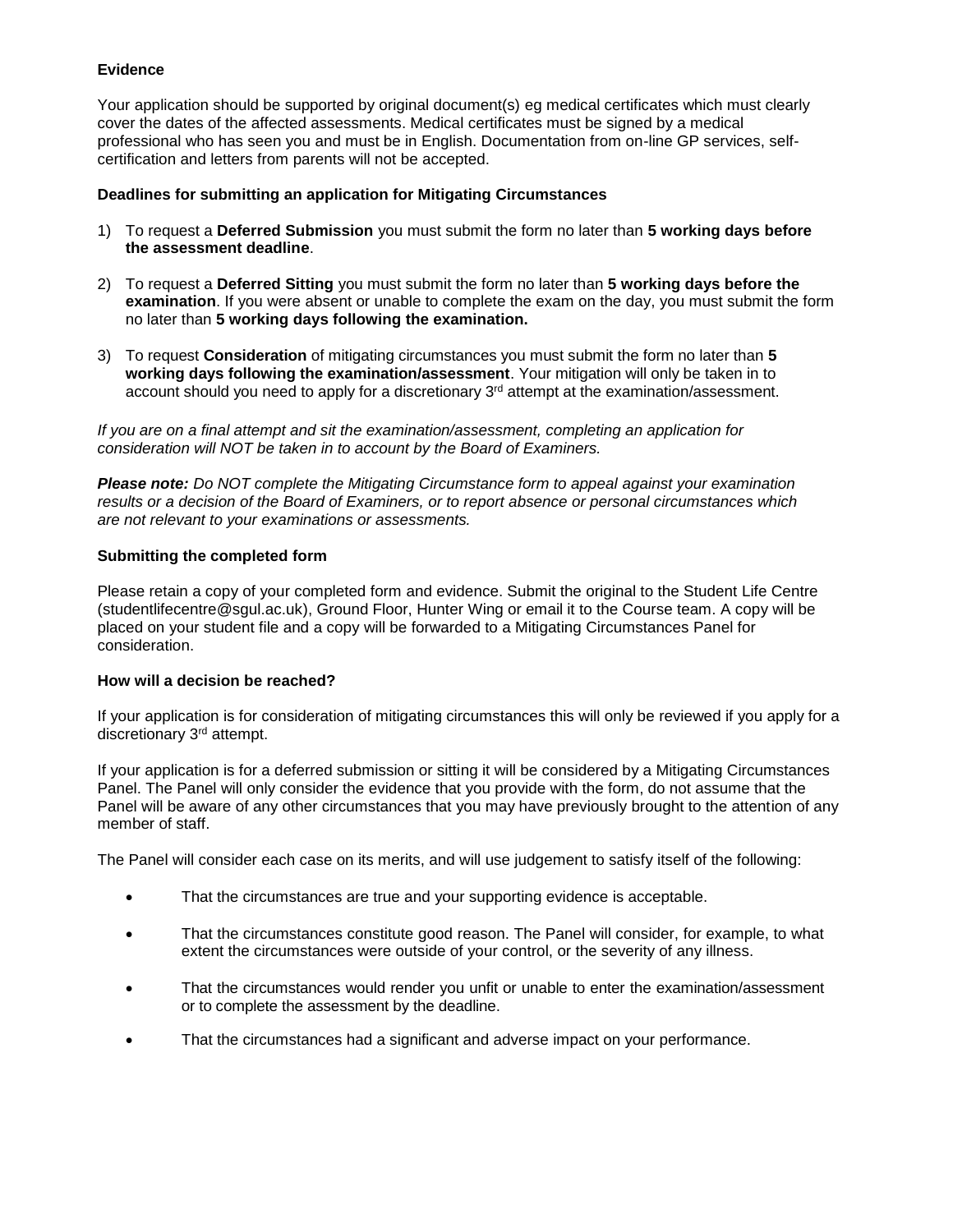**Evidence**

Your application should be supported by original document(s) eg medical certificates which must clearly cover the dates of the affected assessments. Medical certificates must be signed by a medical professional who has seen you and must be in English. Documentation from on-line GP services, self-certification and letters from parents will not be accepted.

**Deadlines for submitting an application for Mitigating Circumstances**

1) To request a **Deferred Submission** you must submit the form no later than **5 working days before the assessment deadline**.

2) To request a **Deferred Sitting** you must submit the form no later than **5 working days before the examination**. If you were absent or unable to complete the exam on the day, you must submit the form no later than **5 working days following the examination.**

3) To request **Consideration** of mitigating circumstances you must submit the form no later than **5 working days following the examination/assessment**. Your mitigation will only be taken in to account should you need to apply for a discretionary 3rd attempt at the examination/assessment.

*If you are on a final attempt and sit the examination/assessment, completing an application for consideration will NOT be taken in to account by the Board of Examiners.*

***Please note:*** *Do NOT complete the Mitigating Circumstance form to appeal against your examination results or a decision of the Board of Examiners, or to report absence or personal circumstances which are not relevant to your examinations or assessments.*

**Submitting the completed form**

Please retain a copy of your completed form and evidence. Submit the original to the Student Life Centre (studentlifecentre@sgul.ac.uk), Ground Floor, Hunter Wing or email it to the Course team. A copy will be placed on your student file and a copy will be forwarded to a Mitigating Circumstances Panel for consideration.

**How will a decision be reached?**

If your application is for consideration of mitigating circumstances this will only be reviewed if you apply for a discretionary 3rd attempt.

If your application is for a deferred submission or sitting it will be considered by a Mitigating Circumstances Panel. The Panel will only consider the evidence that you provide with the form, do not assume that the Panel will be aware of any other circumstances that you may have previously brought to the attention of any member of staff.

The Panel will consider each case on its merits, and will use judgement to satisfy itself of the following:

- That the circumstances are true and your supporting evidence is acceptable.
- That the circumstances constitute good reason. The Panel will consider, for example, to what extent the circumstances were outside of your control, or the severity of any illness.
- That the circumstances would render you unfit or unable to enter the examination/assessment or to complete the assessment by the deadline.
- That the circumstances had a significant and adverse impact on your performance.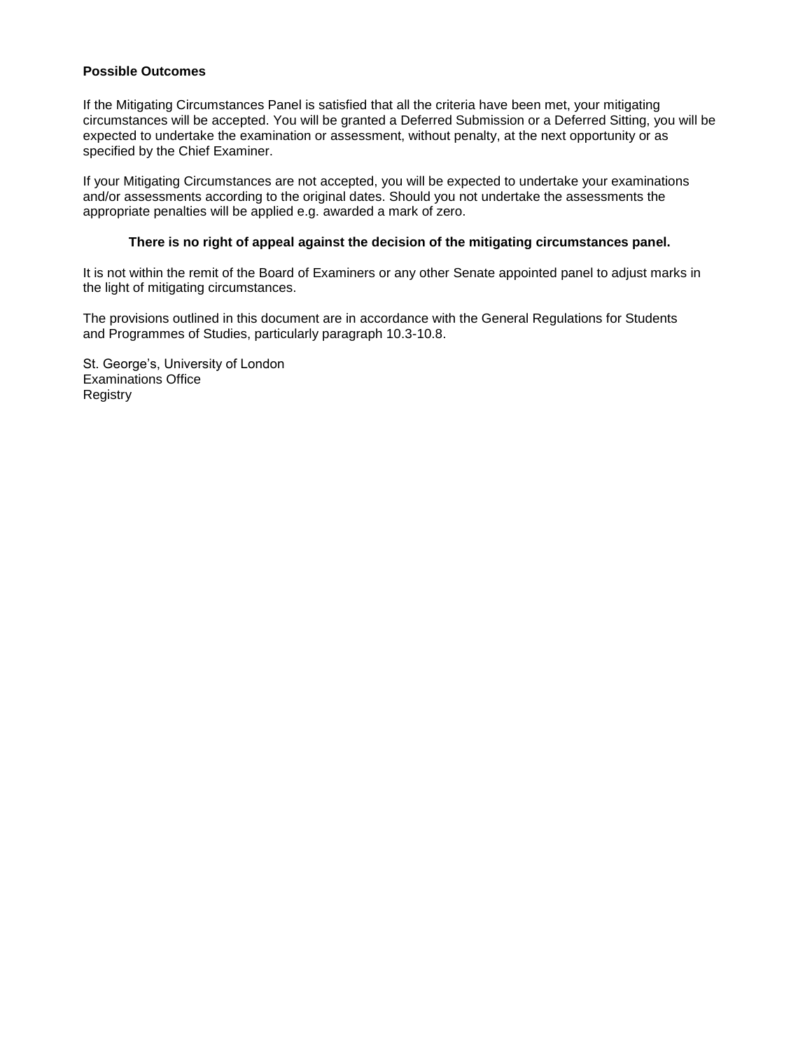**Possible Outcomes**

If the Mitigating Circumstances Panel is satisfied that all the criteria have been met, your mitigating circumstances will be accepted. You will be granted a Deferred Submission or a Deferred Sitting, you will be expected to undertake the examination or assessment, without penalty, at the next opportunity or as specified by the Chief Examiner.

If your Mitigating Circumstances are not accepted, you will be expected to undertake your examinations and/or assessments according to the original dates. Should you not undertake the assessments the appropriate penalties will be applied e.g. awarded a mark of zero.

**There is no right of appeal against the decision of the mitigating circumstances panel.**

It is not within the remit of the Board of Examiners or any other Senate appointed panel to adjust marks in the light of mitigating circumstances.

The provisions outlined in this document are in accordance with the General Regulations for Students and Programmes of Studies, particularly paragraph 10.3-10.8.

St. George's, University of London
Examinations Office
Registry